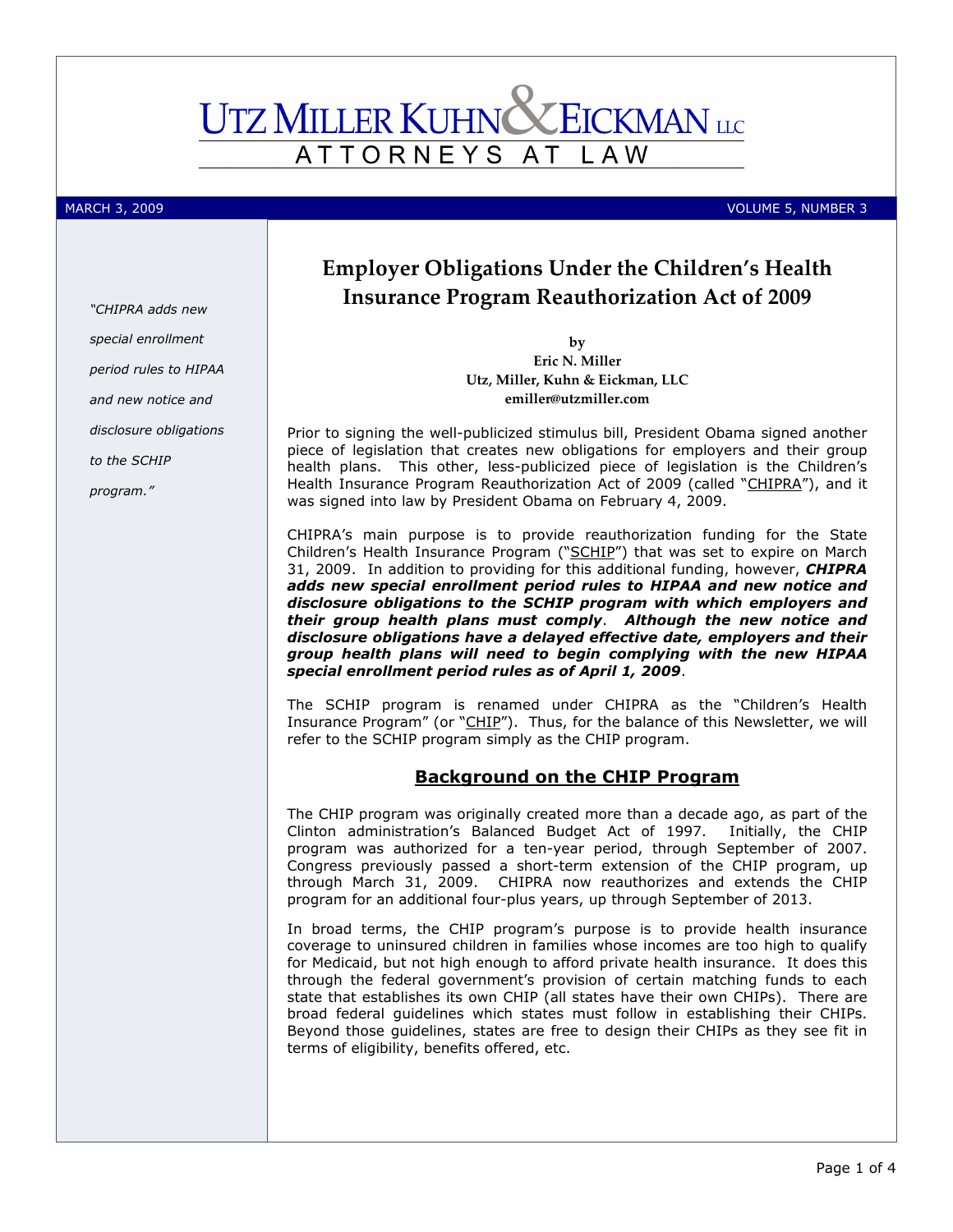# UTZ MILLER KUHN & EICKMAN LLC

ATTORNEYS AT LAW

MARCH 3, 2009 VOLUME 5, NUMBER 3

*"CHIPRA adds new special enrollment period rules to HIPAA and new notice and disclosure obligations to the SCHIP program."*

## Employer Obligations Under the Children's Health Insurance Program Reauthorization Act of 2009

**by**
**Eric N. Miller**
**Utz, Miller, Kuhn & Eickman, LLC**
**emiller@utzmiller.com**

Prior to signing the well-publicized stimulus bill, President Obama signed another piece of legislation that creates new obligations for employers and their group health plans. This other, less-publicized piece of legislation is the Children's Health Insurance Program Reauthorization Act of 2009 (called "CHIPRA"), and it was signed into law by President Obama on February 4, 2009.

CHIPRA's main purpose is to provide reauthorization funding for the State Children's Health Insurance Program ("SCHIP") that was set to expire on March 31, 2009. In addition to providing for this additional funding, however, ***CHIPRA adds new special enrollment period rules to HIPAA and new notice and disclosure obligations to the SCHIP program with which employers and their group health plans must comply***. ***Although the new notice and disclosure obligations have a delayed effective date, employers and their group health plans will need to begin complying with the new HIPAA special enrollment period rules as of April 1, 2009***.

The SCHIP program is renamed under CHIPRA as the "Children's Health Insurance Program" (or "CHIP"). Thus, for the balance of this Newsletter, we will refer to the SCHIP program simply as the CHIP program.

### Background on the CHIP Program

The CHIP program was originally created more than a decade ago, as part of the Clinton administration's Balanced Budget Act of 1997. Initially, the CHIP program was authorized for a ten-year period, through September of 2007. Congress previously passed a short-term extension of the CHIP program, up through March 31, 2009. CHIPRA now reauthorizes and extends the CHIP program for an additional four-plus years, up through September of 2013.

In broad terms, the CHIP program's purpose is to provide health insurance coverage to uninsured children in families whose incomes are too high to qualify for Medicaid, but not high enough to afford private health insurance. It does this through the federal government's provision of certain matching funds to each state that establishes its own CHIP (all states have their own CHIPs). There are broad federal guidelines which states must follow in establishing their CHIPs. Beyond those guidelines, states are free to design their CHIPs as they see fit in terms of eligibility, benefits offered, etc.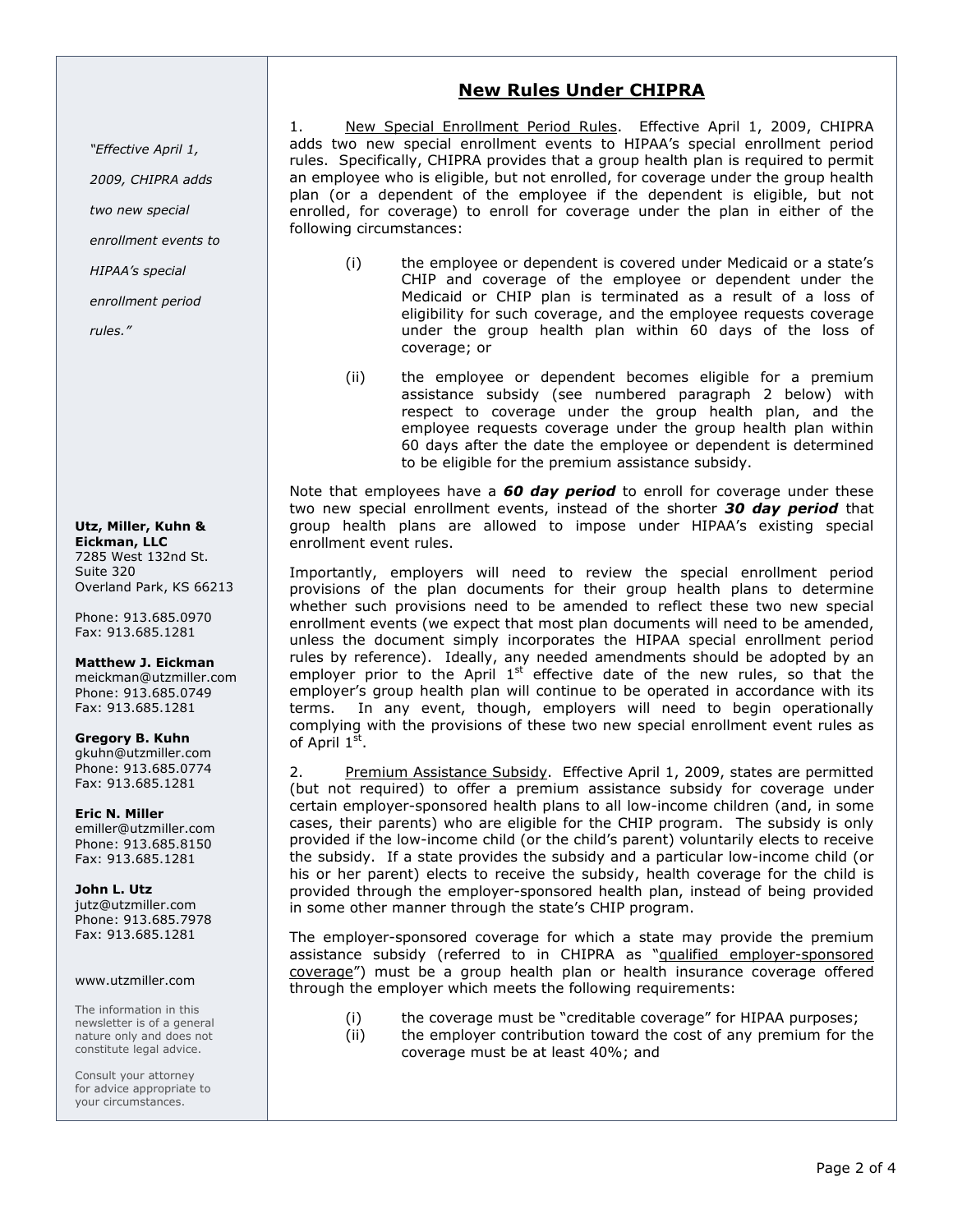## New Rules Under CHIPRA

1. <u>New Special Enrollment Period Rules</u>. Effective April 1, 2009, CHIPRA adds two new special enrollment events to HIPAA's special enrollment period rules. Specifically, CHIPRA provides that a group health plan is required to permit an employee who is eligible, but not enrolled, for coverage under the group health plan (or a dependent of the employee if the dependent is eligible, but not enrolled, for coverage) to enroll for coverage under the plan in either of the following circumstances:

   (i) the employee or dependent is covered under Medicaid or a state's CHIP and coverage of the employee or dependent under the Medicaid or CHIP plan is terminated as a result of a loss of eligibility for such coverage, and the employee requests coverage under the group health plan within 60 days of the loss of coverage; or

   (ii) the employee or dependent becomes eligible for a premium assistance subsidy (see numbered paragraph 2 below) with respect to coverage under the group health plan, and the employee requests coverage under the group health plan within 60 days after the date the employee or dependent is determined to be eligible for the premium assistance subsidy.

Note that employees have a ***60 day period*** to enroll for coverage under these two new special enrollment events, instead of the shorter ***30 day period*** that group health plans are allowed to impose under HIPAA's existing special enrollment event rules.

Importantly, employers will need to review the special enrollment period provisions of the plan documents for their group health plans to determine whether such provisions need to be amended to reflect these two new special enrollment events (we expect that most plan documents will need to be amended, unless the document simply incorporates the HIPAA special enrollment period rules by reference). Ideally, any needed amendments should be adopted by an employer prior to the April 1st effective date of the new rules, so that the employer's group health plan will continue to be operated in accordance with its terms. In any event, though, employers will need to begin operationally complying with the provisions of these two new special enrollment event rules as of April 1st.

2. <u>Premium Assistance Subsidy</u>. Effective April 1, 2009, states are permitted (but not required) to offer a premium assistance subsidy for coverage under certain employer-sponsored health plans to all low-income children (and, in some cases, their parents) who are eligible for the CHIP program. The subsidy is only provided if the low-income child (or the child's parent) voluntarily elects to receive the subsidy. If a state provides the subsidy and a particular low-income child (or his or her parent) elects to receive the subsidy, health coverage for the child is provided through the employer-sponsored health plan, instead of being provided in some other manner through the state's CHIP program.

The employer-sponsored coverage for which a state may provide the premium assistance subsidy (referred to in CHIPRA as "<u>qualified employer-sponsored coverage</u>") must be a group health plan or health insurance coverage offered through the employer which meets the following requirements:

   (i) the coverage must be "creditable coverage" for HIPAA purposes;

   (ii) the employer contribution toward the cost of any premium for the coverage must be at least 40%; and

*"Effective April 1, 2009, CHIPRA adds two new special enrollment events to HIPAA's special enrollment period rules."*

**Utz, Miller, Kuhn & Eickman, LLC**
7285 West 132nd St.
Suite 320
Overland Park, KS 66213

Phone: 913.685.0970
Fax: 913.685.1281

**Matthew J. Eickman**
meickman@utzmiller.com
Phone: 913.685.0749
Fax: 913.685.1281

**Gregory B. Kuhn**
gkuhn@utzmiller.com
Phone: 913.685.0774
Fax: 913.685.1281

**Eric N. Miller**
emiller@utzmiller.com
Phone: 913.685.8150
Fax: 913.685.1281

**John L. Utz**
jutz@utzmiller.com
Phone: 913.685.7978
Fax: 913.685.1281

www.utzmiller.com

The information in this newsletter is of a general nature only and does not constitute legal advice.

Consult your attorney for advice appropriate to your circumstances.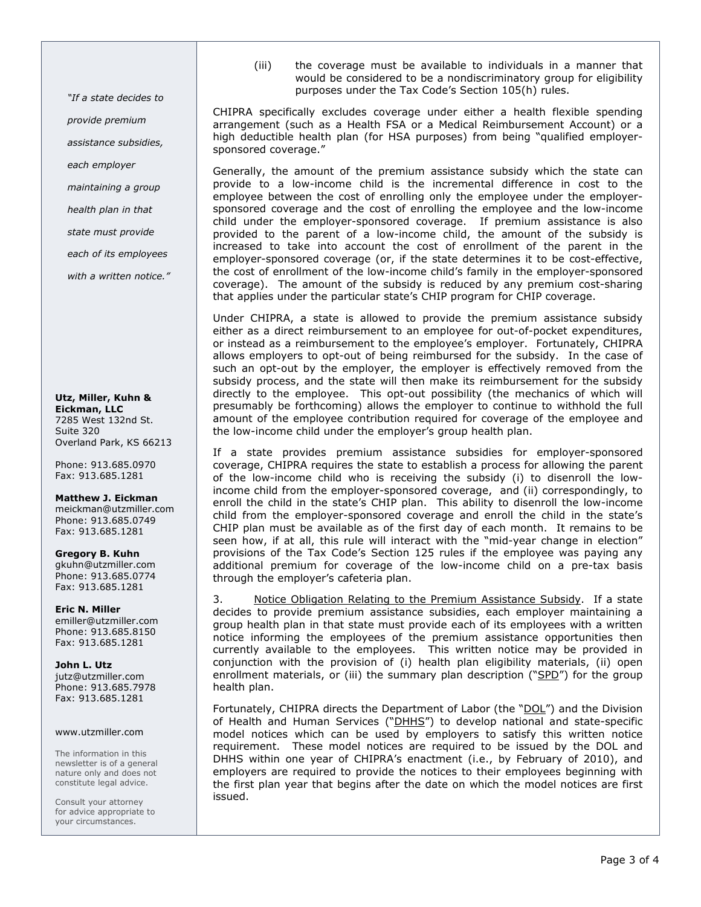(iii) the coverage must be available to individuals in a manner that would be considered to be a nondiscriminatory group for eligibility purposes under the Tax Code's Section 105(h) rules.

CHIPRA specifically excludes coverage under either a health flexible spending arrangement (such as a Health FSA or a Medical Reimbursement Account) or a high deductible health plan (for HSA purposes) from being "qualified employer-sponsored coverage."

Generally, the amount of the premium assistance subsidy which the state can provide to a low-income child is the incremental difference in cost to the employee between the cost of enrolling only the employee under the employer-sponsored coverage and the cost of enrolling the employee and the low-income child under the employer-sponsored coverage. If premium assistance is also provided to the parent of a low-income child, the amount of the subsidy is increased to take into account the cost of enrollment of the parent in the employer-sponsored coverage (or, if the state determines it to be cost-effective, the cost of enrollment of the low-income child's family in the employer-sponsored coverage). The amount of the subsidy is reduced by any premium cost-sharing that applies under the particular state's CHIP program for CHIP coverage.

Under CHIPRA, a state is allowed to provide the premium assistance subsidy either as a direct reimbursement to an employee for out-of-pocket expenditures, or instead as a reimbursement to the employee's employer. Fortunately, CHIPRA allows employers to opt-out of being reimbursed for the subsidy. In the case of such an opt-out by the employer, the employer is effectively removed from the subsidy process, and the state will then make its reimbursement for the subsidy directly to the employee. This opt-out possibility (the mechanics of which will presumably be forthcoming) allows the employer to continue to withhold the full amount of the employee contribution required for coverage of the employee and the low-income child under the employer's group health plan.

If a state provides premium assistance subsidies for employer-sponsored coverage, CHIPRA requires the state to establish a process for allowing the parent of the low-income child who is receiving the subsidy (i) to disenroll the low-income child from the employer-sponsored coverage, and (ii) correspondingly, to enroll the child in the state's CHIP plan. This ability to disenroll the low-income child from the employer-sponsored coverage and enroll the child in the state's CHIP plan must be available as of the first day of each month. It remains to be seen how, if at all, this rule will interact with the "mid-year change in election" provisions of the Tax Code's Section 125 rules if the employee was paying any additional premium for coverage of the low-income child on a pre-tax basis through the employer's cafeteria plan.

3. Notice Obligation Relating to the Premium Assistance Subsidy. If a state decides to provide premium assistance subsidies, each employer maintaining a group health plan in that state must provide each of its employees with a written notice informing the employees of the premium assistance opportunities then currently available to the employees. This written notice may be provided in conjunction with the provision of (i) health plan eligibility materials, (ii) open enrollment materials, or (iii) the summary plan description ("SPD") for the group health plan.

Fortunately, CHIPRA directs the Department of Labor (the "DOL") and the Division of Health and Human Services ("DHHS") to develop national and state-specific model notices which can be used by employers to satisfy this written notice requirement. These model notices are required to be issued by the DOL and DHHS within one year of CHIPRA's enactment (i.e., by February of 2010), and employers are required to provide the notices to their employees beginning with the first plan year that begins after the date on which the model notices are first issued.

*"If a state decides to provide premium assistance subsidies, each employer maintaining a group health plan in that state must provide each of its employees with a written notice."*

**Utz, Miller, Kuhn & Eickman, LLC**
7285 West 132nd St.
Suite 320
Overland Park, KS 66213

Phone: 913.685.0970
Fax: 913.685.1281

**Matthew J. Eickman**
meickman@utzmiller.com
Phone: 913.685.0749
Fax: 913.685.1281

**Gregory B. Kuhn**
gkuhn@utzmiller.com
Phone: 913.685.0774
Fax: 913.685.1281

**Eric N. Miller**
emiller@utzmiller.com
Phone: 913.685.8150
Fax: 913.685.1281

**John L. Utz**
jutz@utzmiller.com
Phone: 913.685.7978
Fax: 913.685.1281

www.utzmiller.com

The information in this newsletter is of a general nature only and does not constitute legal advice.

Consult your attorney for advice appropriate to your circumstances.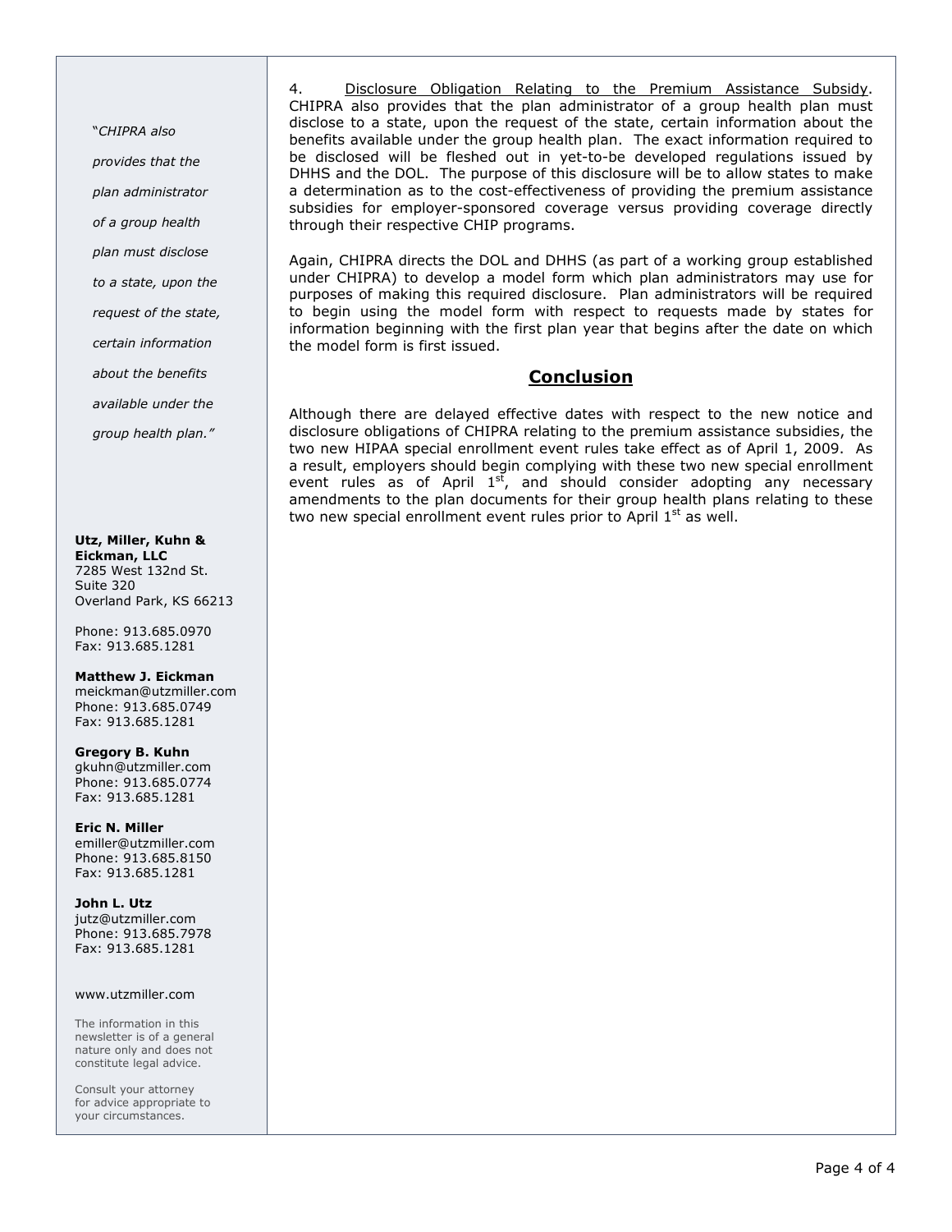4. Disclosure Obligation Relating to the Premium Assistance Subsidy. CHIPRA also provides that the plan administrator of a group health plan must disclose to a state, upon the request of the state, certain information about the benefits available under the group health plan. The exact information required to be disclosed will be fleshed out in yet-to-be developed regulations issued by DHHS and the DOL. The purpose of this disclosure will be to allow states to make a determination as to the cost-effectiveness of providing the premium assistance subsidies for employer-sponsored coverage versus providing coverage directly through their respective CHIP programs.

Again, CHIPRA directs the DOL and DHHS (as part of a working group established under CHIPRA) to develop a model form which plan administrators may use for purposes of making this required disclosure. Plan administrators will be required to begin using the model form with respect to requests made by states for information beginning with the first plan year that begins after the date on which the model form is first issued.

## Conclusion

Although there are delayed effective dates with respect to the new notice and disclosure obligations of CHIPRA relating to the premium assistance subsidies, the two new HIPAA special enrollment event rules take effect as of April 1, 2009. As a result, employers should begin complying with these two new special enrollment event rules as of April 1st, and should consider adopting any necessary amendments to the plan documents for their group health plans relating to these two new special enrollment event rules prior to April 1st as well.

*"CHIPRA also provides that the plan administrator of a group health plan must disclose to a state, upon the request of the state, certain information about the benefits available under the group health plan."*

**Utz, Miller, Kuhn & Eickman, LLC**
7285 West 132nd St.
Suite 320
Overland Park, KS 66213

Phone: 913.685.0970
Fax: 913.685.1281

**Matthew J. Eickman**
meickman@utzmiller.com
Phone: 913.685.0749
Fax: 913.685.1281

**Gregory B. Kuhn**
gkuhn@utzmiller.com
Phone: 913.685.0774
Fax: 913.685.1281

**Eric N. Miller**
emiller@utzmiller.com
Phone: 913.685.8150
Fax: 913.685.1281

**John L. Utz**
jutz@utzmiller.com
Phone: 913.685.7978
Fax: 913.685.1281

www.utzmiller.com

The information in this newsletter is of a general nature only and does not constitute legal advice.

Consult your attorney for advice appropriate to your circumstances.